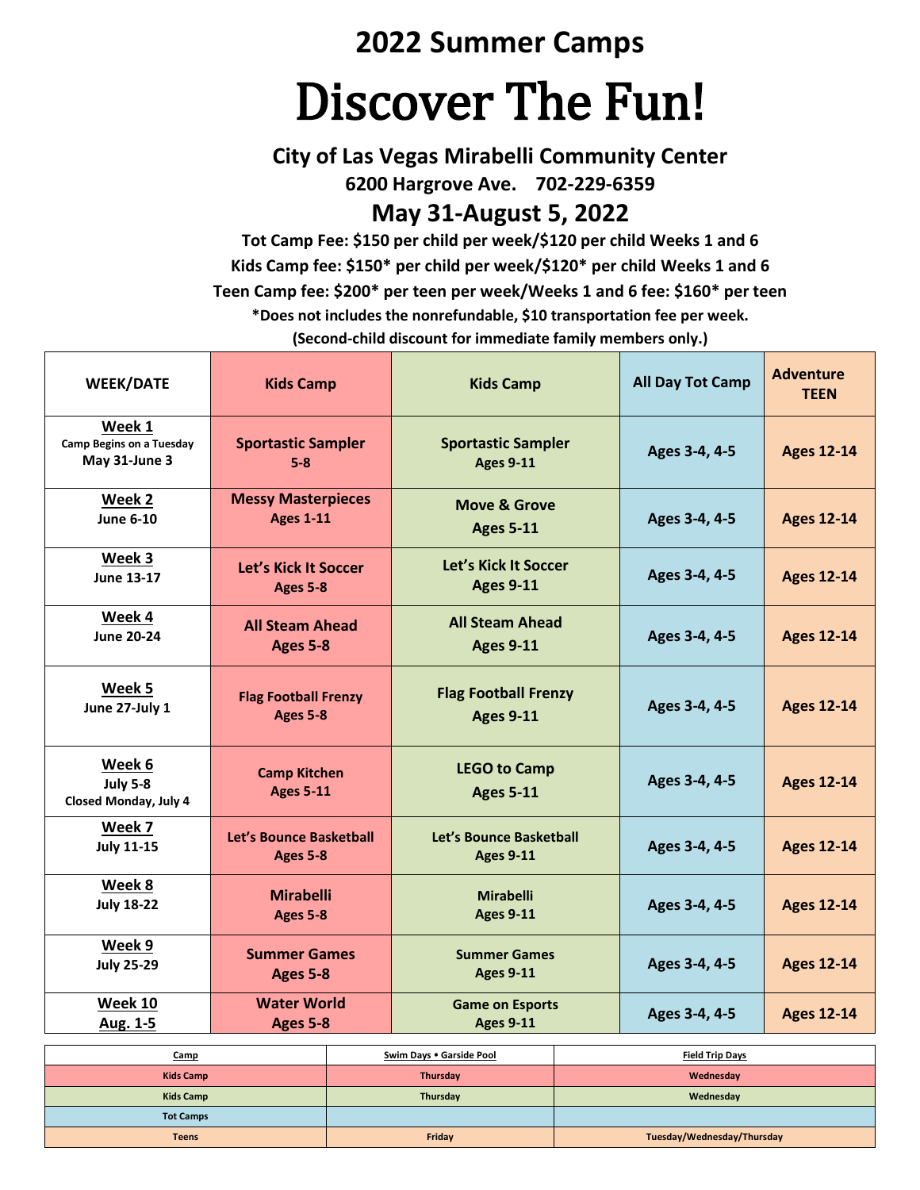## 2022 Summer Camps

# Discover The Fun!

### City of Las Vegas Mirabelli Community Center

**6200 Hargrove Ave. 702-229-6359**

## May 31-August 5, 2022

**Tot Camp Fee: $150 per child per week/$120 per child Weeks 1 and 6**

**Kids Camp fee: $150* per child per week/$120* per child Weeks 1 and 6**

**Teen Camp fee: $200* per teen per week/Weeks 1 and 6 fee: $160* per teen**

***Does not includes the nonrefundable, $10 transportation fee per week.**

**(Second-child discount for immediate family members only.)**

| WEEK/DATE | Kids Camp | Kids Camp | All Day Tot Camp | Adventure TEEN |
|---|---|---|---|---|
| **Week 1** Camp Begins on a Tuesday May 31-June 3 | Sportastic Sampler 5-8 | Sportastic Sampler Ages 9-11 | Ages 3-4, 4-5 | Ages 12-14 |
| **Week 2** June 6-10 | Messy Masterpieces Ages 1-11 | Move & Grove Ages 5-11 | Ages 3-4, 4-5 | Ages 12-14 |
| **Week 3** June 13-17 | Let's Kick It Soccer Ages 5-8 | Let's Kick It Soccer Ages 9-11 | Ages 3-4, 4-5 | Ages 12-14 |
| **Week 4** June 20-24 | All Steam Ahead Ages 5-8 | All Steam Ahead Ages 9-11 | Ages 3-4, 4-5 | Ages 12-14 |
| **Week 5** June 27-July 1 | Flag Football Frenzy Ages 5-8 | Flag Football Frenzy Ages 9-11 | Ages 3-4, 4-5 | Ages 12-14 |
| **Week 6** July 5-8 Closed Monday, July 4 | Camp Kitchen Ages 5-11 | LEGO to Camp Ages 5-11 | Ages 3-4, 4-5 | Ages 12-14 |
| **Week 7** July 11-15 | Let's Bounce Basketball Ages 5-8 | Let's Bounce Basketball Ages 9-11 | Ages 3-4, 4-5 | Ages 12-14 |
| **Week 8** July 18-22 | Mirabelli Ages 5-8 | Mirabelli Ages 9-11 | Ages 3-4, 4-5 | Ages 12-14 |
| **Week 9** July 25-29 | Summer Games Ages 5-8 | Summer Games Ages 9-11 | Ages 3-4, 4-5 | Ages 12-14 |
| **Week 10** Aug. 1-5 | Water World Ages 5-8 | Game on Esports Ages 9-11 | Ages 3-4, 4-5 | Ages 12-14 |

| Camp | Swim Days • Garside Pool | Field Trip Days |
|---|---|---|
| Kids Camp | Thursday | Wednesday |
| Kids Camp | Thursday | Wednesday |
| Tot Camps | | |
| Teens | Friday | Tuesday/Wednesday/Thursday |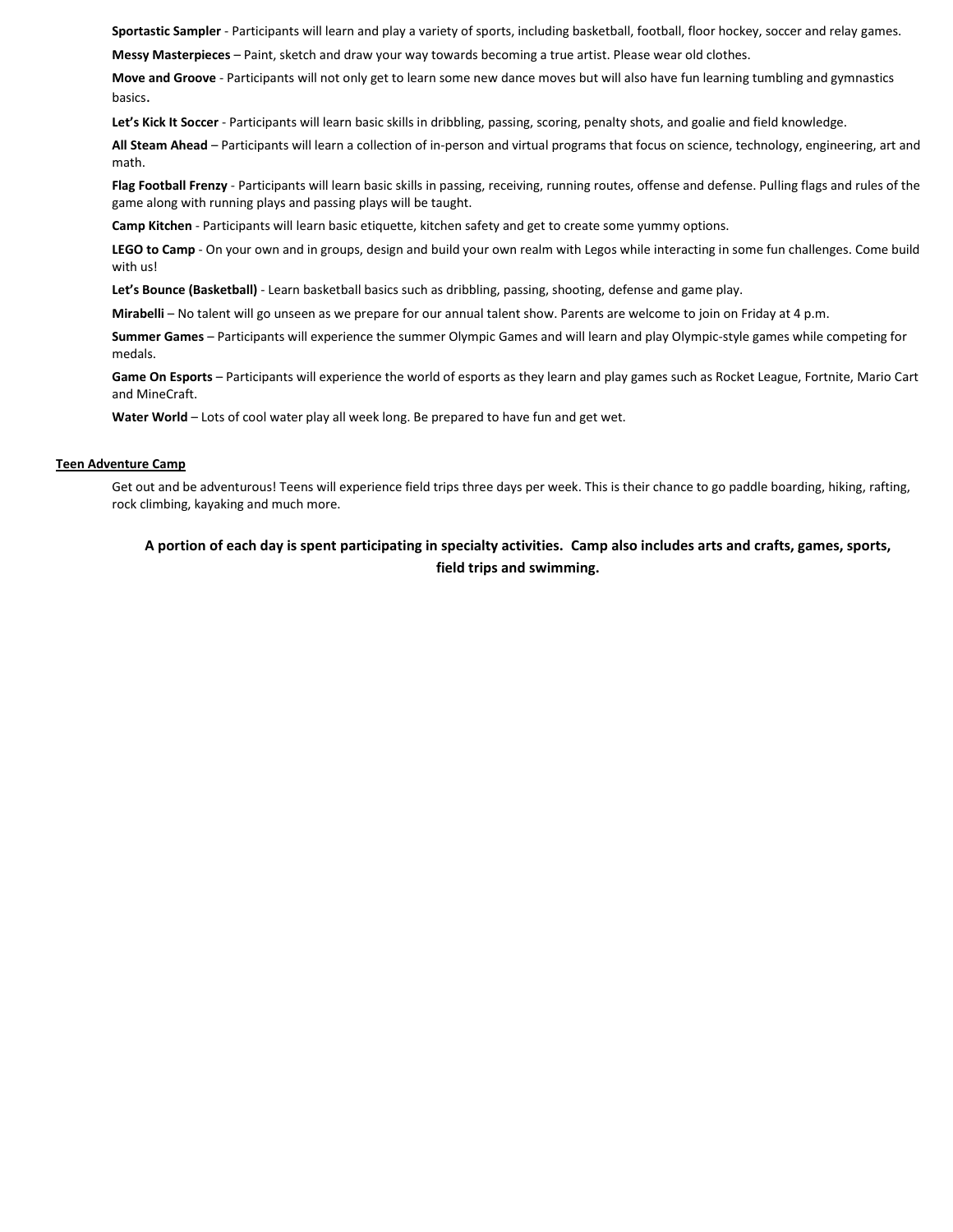**Sportastic Sampler** - Participants will learn and play a variety of sports, including basketball, football, floor hockey, soccer and relay games.

**Messy Masterpieces** – Paint, sketch and draw your way towards becoming a true artist. Please wear old clothes.

**Move and Groove** - Participants will not only get to learn some new dance moves but will also have fun learning tumbling and gymnastics basics**.**

**Let's Kick It Soccer** - Participants will learn basic skills in dribbling, passing, scoring, penalty shots, and goalie and field knowledge.

**All Steam Ahead** – Participants will learn a collection of in-person and virtual programs that focus on science, technology, engineering, art and math.

**Flag Football Frenzy** - Participants will learn basic skills in passing, receiving, running routes, offense and defense. Pulling flags and rules of the game along with running plays and passing plays will be taught.

**Camp Kitchen** - Participants will learn basic etiquette, kitchen safety and get to create some yummy options.

**LEGO to Camp** - On your own and in groups, design and build your own realm with Legos while interacting in some fun challenges. Come build with us!

**Let's Bounce (Basketball)** - Learn basketball basics such as dribbling, passing, shooting, defense and game play.

**Mirabelli** – No talent will go unseen as we prepare for our annual talent show. Parents are welcome to join on Friday at 4 p.m.

**Summer Games** – Participants will experience the summer Olympic Games and will learn and play Olympic-style games while competing for medals.

**Game On Esports** – Participants will experience the world of esports as they learn and play games such as Rocket League, Fortnite, Mario Cart and MineCraft.

**Water World** – Lots of cool water play all week long. Be prepared to have fun and get wet.

**Teen Adventure Camp**

Get out and be adventurous! Teens will experience field trips three days per week. This is their chance to go paddle boarding, hiking, rafting, rock climbing, kayaking and much more.

**A portion of each day is spent participating in specialty activities. Camp also includes arts and crafts, games, sports, field trips and swimming.**